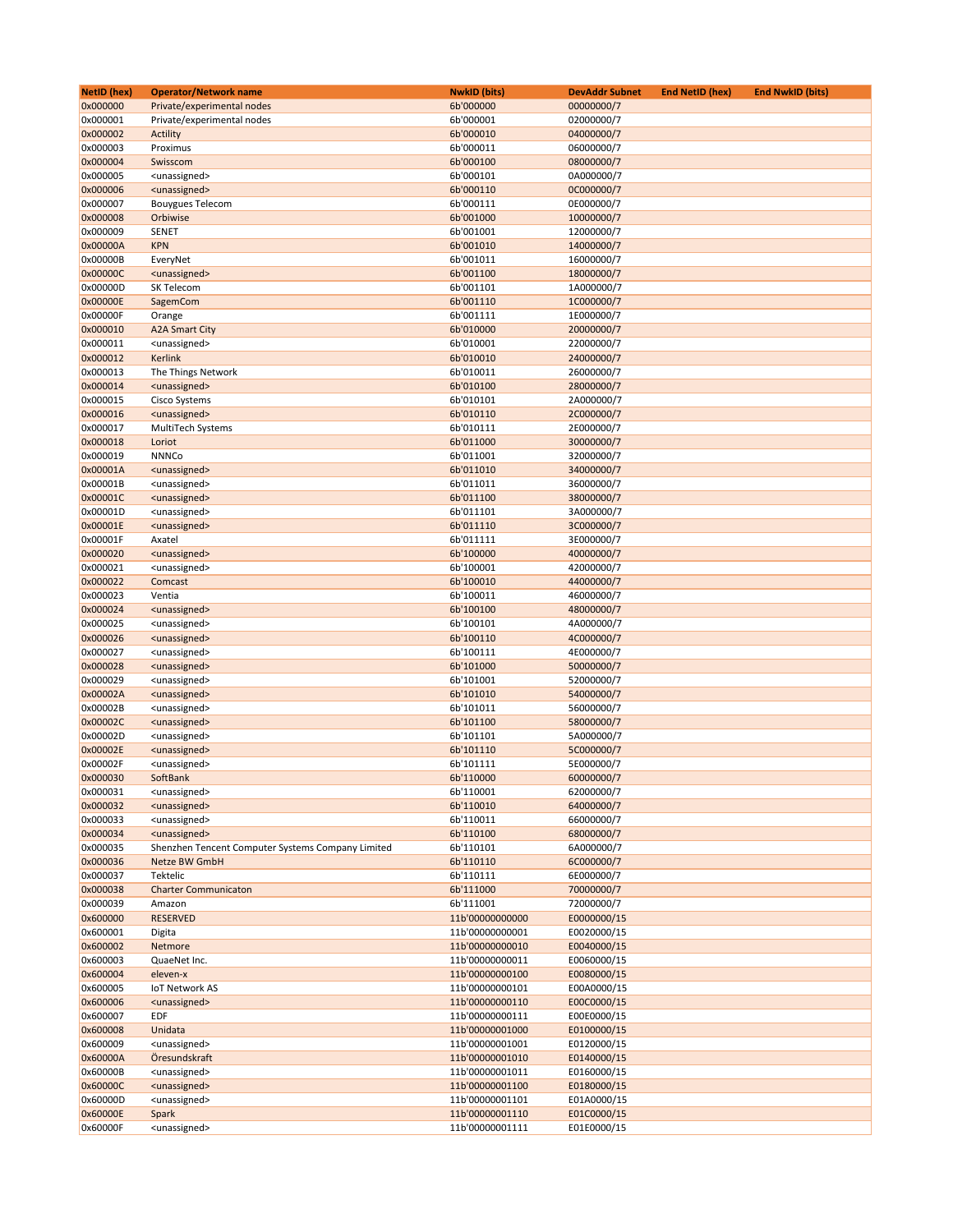| NetID (hex) | Operator/Network name | NwkID (bits) | DevAddr Subnet | End NetID (hex) | End NwkID (bits) |
|---|---|---|---|---|---|
| 0x000000 | Private/experimental nodes | 6b'000000 | 00000000/7 | | |
| 0x000001 | Private/experimental nodes | 6b'000001 | 02000000/7 | | |
| 0x000002 | Actility | 6b'000010 | 04000000/7 | | |
| 0x000003 | Proximus | 6b'000011 | 06000000/7 | | |
| 0x000004 | Swisscom | 6b'000100 | 08000000/7 | | |
| 0x000005 | <unassigned> | 6b'000101 | 0A000000/7 | | |
| 0x000006 | <unassigned> | 6b'000110 | 0C000000/7 | | |
| 0x000007 | Bouygues Telecom | 6b'000111 | 0E000000/7 | | |
| 0x000008 | Orbiwise | 6b'001000 | 10000000/7 | | |
| 0x000009 | SENET | 6b'001001 | 12000000/7 | | |
| 0x00000A | KPN | 6b'001010 | 14000000/7 | | |
| 0x00000B | EveryNet | 6b'001011 | 16000000/7 | | |
| 0x00000C | <unassigned> | 6b'001100 | 18000000/7 | | |
| 0x00000D | SK Telecom | 6b'001101 | 1A000000/7 | | |
| 0x00000E | SagemCom | 6b'001110 | 1C000000/7 | | |
| 0x00000F | Orange | 6b'001111 | 1E000000/7 | | |
| 0x000010 | A2A Smart City | 6b'010000 | 20000000/7 | | |
| 0x000011 | <unassigned> | 6b'010001 | 22000000/7 | | |
| 0x000012 | Kerlink | 6b'010010 | 24000000/7 | | |
| 0x000013 | The Things Network | 6b'010011 | 26000000/7 | | |
| 0x000014 | <unassigned> | 6b'010100 | 28000000/7 | | |
| 0x000015 | Cisco Systems | 6b'010101 | 2A000000/7 | | |
| 0x000016 | <unassigned> | 6b'010110 | 2C000000/7 | | |
| 0x000017 | MultiTech Systems | 6b'010111 | 2E000000/7 | | |
| 0x000018 | Loriot | 6b'011000 | 30000000/7 | | |
| 0x000019 | NNNCo | 6b'011001 | 32000000/7 | | |
| 0x00001A | <unassigned> | 6b'011010 | 34000000/7 | | |
| 0x00001B | <unassigned> | 6b'011011 | 36000000/7 | | |
| 0x00001C | <unassigned> | 6b'011100 | 38000000/7 | | |
| 0x00001D | <unassigned> | 6b'011101 | 3A000000/7 | | |
| 0x00001E | <unassigned> | 6b'011110 | 3C000000/7 | | |
| 0x00001F | Axatel | 6b'011111 | 3E000000/7 | | |
| 0x000020 | <unassigned> | 6b'100000 | 40000000/7 | | |
| 0x000021 | <unassigned> | 6b'100001 | 42000000/7 | | |
| 0x000022 | Comcast | 6b'100010 | 44000000/7 | | |
| 0x000023 | Ventia | 6b'100011 | 46000000/7 | | |
| 0x000024 | <unassigned> | 6b'100100 | 48000000/7 | | |
| 0x000025 | <unassigned> | 6b'100101 | 4A000000/7 | | |
| 0x000026 | <unassigned> | 6b'100110 | 4C000000/7 | | |
| 0x000027 | <unassigned> | 6b'100111 | 4E000000/7 | | |
| 0x000028 | <unassigned> | 6b'101000 | 50000000/7 | | |
| 0x000029 | <unassigned> | 6b'101001 | 52000000/7 | | |
| 0x00002A | <unassigned> | 6b'101010 | 54000000/7 | | |
| 0x00002B | <unassigned> | 6b'101011 | 56000000/7 | | |
| 0x00002C | <unassigned> | 6b'101100 | 58000000/7 | | |
| 0x00002D | <unassigned> | 6b'101101 | 5A000000/7 | | |
| 0x00002E | <unassigned> | 6b'101110 | 5C000000/7 | | |
| 0x00002F | <unassigned> | 6b'101111 | 5E000000/7 | | |
| 0x000030 | SoftBank | 6b'110000 | 60000000/7 | | |
| 0x000031 | <unassigned> | 6b'110001 | 62000000/7 | | |
| 0x000032 | <unassigned> | 6b'110010 | 64000000/7 | | |
| 0x000033 | <unassigned> | 6b'110011 | 66000000/7 | | |
| 0x000034 | <unassigned> | 6b'110100 | 68000000/7 | | |
| 0x000035 | Shenzhen Tencent Computer Systems Company Limited | 6b'110101 | 6A000000/7 | | |
| 0x000036 | Netze BW GmbH | 6b'110110 | 6C000000/7 | | |
| 0x000037 | Tektelic | 6b'110111 | 6E000000/7 | | |
| 0x000038 | Charter Communicaton | 6b'111000 | 70000000/7 | | |
| 0x000039 | Amazon | 6b'111001 | 72000000/7 | | |
| 0x600000 | RESERVED | 11b'00000000000 | E0000000/15 | | |
| 0x600001 | Digita | 11b'00000000001 | E0020000/15 | | |
| 0x600002 | Netmore | 11b'00000000010 | E0040000/15 | | |
| 0x600003 | QuaeNet Inc. | 11b'00000000011 | E0060000/15 | | |
| 0x600004 | eleven-x | 11b'00000000100 | E0080000/15 | | |
| 0x600005 | IoT Network AS | 11b'00000000101 | E00A0000/15 | | |
| 0x600006 | <unassigned> | 11b'00000000110 | E00C0000/15 | | |
| 0x600007 | EDF | 11b'00000000111 | E00E0000/15 | | |
| 0x600008 | Unidata | 11b'00000001000 | E0100000/15 | | |
| 0x600009 | <unassigned> | 11b'00000001001 | E0120000/15 | | |
| 0x60000A | Öresundskraft | 11b'00000001010 | E0140000/15 | | |
| 0x60000B | <unassigned> | 11b'00000001011 | E0160000/15 | | |
| 0x60000C | <unassigned> | 11b'00000001100 | E0180000/15 | | |
| 0x60000D | <unassigned> | 11b'00000001101 | E01A0000/15 | | |
| 0x60000E | Spark | 11b'00000001110 | E01C0000/15 | | |
| 0x60000F | <unassigned> | 11b'00000001111 | E01E0000/15 | | |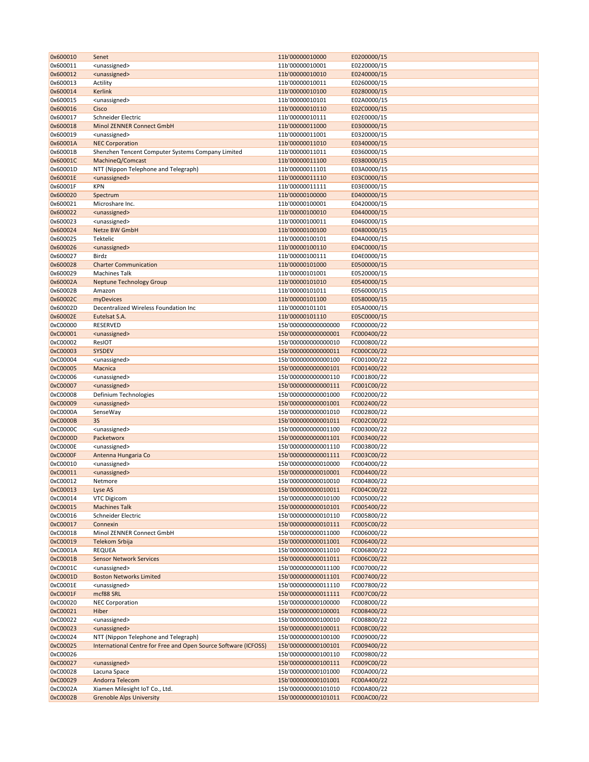| | | | |
|---|---|---|---|
| 0x600010 | Senet | 11b'00000010000 | E0200000/15 |
| 0x600011 | <unassigned> | 11b'00000010001 | E0220000/15 |
| 0x600012 | <unassigned> | 11b'00000010010 | E0240000/15 |
| 0x600013 | Actility | 11b'00000010011 | E0260000/15 |
| 0x600014 | Kerlink | 11b'00000010100 | E0280000/15 |
| 0x600015 | <unassigned> | 11b'00000010101 | E02A0000/15 |
| 0x600016 | Cisco | 11b'00000010110 | E02C0000/15 |
| 0x600017 | Schneider Electric | 11b'00000010111 | E02E0000/15 |
| 0x600018 | Minol ZENNER Connect GmbH | 11b'00000011000 | E0300000/15 |
| 0x600019 | <unassigned> | 11b'00000011001 | E0320000/15 |
| 0x60001A | NEC Corporation | 11b'00000011010 | E0340000/15 |
| 0x60001B | Shenzhen Tencent Computer Systems Company Limited | 11b'00000011011 | E0360000/15 |
| 0x60001C | MachineQ/Comcast | 11b'00000011100 | E0380000/15 |
| 0x60001D | NTT (Nippon Telephone and Telegraph) | 11b'00000011101 | E03A0000/15 |
| 0x60001E | <unassigned> | 11b'00000011110 | E03C0000/15 |
| 0x60001F | KPN | 11b'00000011111 | E03E0000/15 |
| 0x600020 | Spectrum | 11b'00000100000 | E0400000/15 |
| 0x600021 | Microshare Inc. | 11b'00000100001 | E0420000/15 |
| 0x600022 | <unassigned> | 11b'00000100010 | E0440000/15 |
| 0x600023 | <unassigned> | 11b'00000100011 | E0460000/15 |
| 0x600024 | Netze BW GmbH | 11b'00000100100 | E0480000/15 |
| 0x600025 | Tektelic | 11b'00000100101 | E04A0000/15 |
| 0x600026 | <unassigned> | 11b'00000100110 | E04C0000/15 |
| 0x600027 | Birdz | 11b'00000100111 | E04E0000/15 |
| 0x600028 | Charter Communication | 11b'00000101000 | E0500000/15 |
| 0x600029 | Machines Talk | 11b'00000101001 | E0520000/15 |
| 0x60002A | Neptune Technology Group | 11b'00000101010 | E0540000/15 |
| 0x60002B | Amazon | 11b'00000101011 | E0560000/15 |
| 0x60002C | myDevices | 11b'00000101100 | E0580000/15 |
| 0x60002D | Decentralized Wireless Foundation Inc | 11b'00000101101 | E05A0000/15 |
| 0x60002E | Eutelsat S.A. | 11b'00000101110 | E05C0000/15 |
| 0xC00000 | RESERVED | 15b'000000000000000 | FC000000/22 |
| 0xC00001 | <unassigned> | 15b'000000000000001 | FC000400/22 |
| 0xC00002 | ResIOT | 15b'000000000000010 | FC000800/22 |
| 0xC00003 | SYSDEV | 15b'000000000000011 | FC000C00/22 |
| 0xC00004 | <unassigned> | 15b'000000000000100 | FC001000/22 |
| 0xC00005 | Macnica | 15b'000000000000101 | FC001400/22 |
| 0xC00006 | <unassigned> | 15b'000000000000110 | FC001800/22 |
| 0xC00007 | <unassigned> | 15b'000000000000111 | FC001C00/22 |
| 0xC00008 | Definium Technologies | 15b'000000000001000 | FC002000/22 |
| 0xC00009 | <unassigned> | 15b'000000000001001 | FC002400/22 |
| 0xC0000A | SenseWay | 15b'000000000001010 | FC002800/22 |
| 0xC0000B | 3S | 15b'000000000001011 | FC002C00/22 |
| 0xC0000C | <unassigned> | 15b'000000000001100 | FC003000/22 |
| 0xC0000D | Packetworx | 15b'000000000001101 | FC003400/22 |
| 0xC0000E | <unassigned> | 15b'000000000001110 | FC003800/22 |
| 0xC0000F | Antenna Hungaria Co | 15b'000000000001111 | FC003C00/22 |
| 0xC00010 | <unassigned> | 15b'000000000010000 | FC004000/22 |
| 0xC00011 | <unassigned> | 15b'000000000010001 | FC004400/22 |
| 0xC00012 | Netmore | 15b'000000000010010 | FC004800/22 |
| 0xC00013 | Lyse AS | 15b'000000000010011 | FC004C00/22 |
| 0xC00014 | VTC Digicom | 15b'000000000010100 | FC005000/22 |
| 0xC00015 | Machines Talk | 15b'000000000010101 | FC005400/22 |
| 0xC00016 | Schneider Electric | 15b'000000000010110 | FC005800/22 |
| 0xC00017 | Connexin | 15b'000000000010111 | FC005C00/22 |
| 0xC00018 | Minol ZENNER Connect GmbH | 15b'000000000011000 | FC006000/22 |
| 0xC00019 | Telekom Srbija | 15b'000000000011001 | FC006400/22 |
| 0xC0001A | REQUEA | 15b'000000000011010 | FC006800/22 |
| 0xC0001B | Sensor Network Services | 15b'000000000011011 | FC006C00/22 |
| 0xC0001C | <unassigned> | 15b'000000000011100 | FC007000/22 |
| 0xC0001D | Boston Networks Limited | 15b'000000000011101 | FC007400/22 |
| 0xC0001E | <unassigned> | 15b'000000000011110 | FC007800/22 |
| 0xC0001F | mcf88 SRL | 15b'000000000011111 | FC007C00/22 |
| 0xC00020 | NEC Corporation | 15b'000000000100000 | FC008000/22 |
| 0xC00021 | Hiber | 15b'000000000100001 | FC008400/22 |
| 0xC00022 | <unassigned> | 15b'000000000100010 | FC008800/22 |
| 0xC00023 | <unassigned> | 15b'000000000100011 | FC008C00/22 |
| 0xC00024 | NTT (Nippon Telephone and Telegraph) | 15b'000000000100100 | FC009000/22 |
| 0xC00025 | International Centre for Free and Open Source Software (ICFOSS) | 15b'000000000100101 | FC009400/22 |
| 0xC00026 | | 15b'000000000100110 | FC009800/22 |
| 0xC00027 | <unassigned> | 15b'000000000100111 | FC009C00/22 |
| 0xC00028 | Lacuna Space | 15b'000000000101000 | FC00A000/22 |
| 0xC00029 | Andorra Telecom | 15b'000000000101001 | FC00A400/22 |
| 0xC0002A | Xiamen Milesight IoT Co., Ltd. | 15b'000000000101010 | FC00A800/22 |
| 0xC0002B | Grenoble Alps University | 15b'000000000101011 | FC00AC00/22 |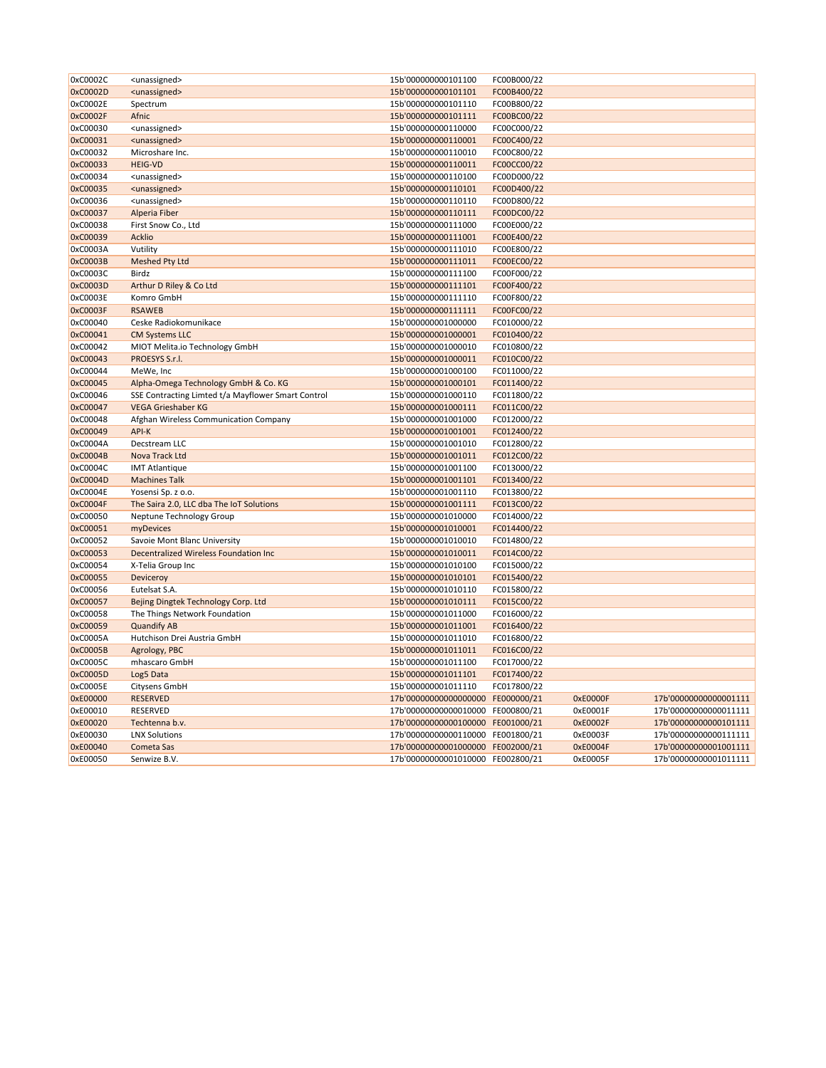| | | | | | |
|---|---|---|---|---|---|
| 0xC0002C | <unassigned> | 15b'000000000101100 | FC00B000/22 | | |
| 0xC0002D | <unassigned> | 15b'000000000101101 | FC00B400/22 | | |
| 0xC0002E | Spectrum | 15b'000000000101110 | FC00B800/22 | | |
| 0xC0002F | Afnic | 15b'000000000101111 | FC00BC00/22 | | |
| 0xC00030 | <unassigned> | 15b'000000000110000 | FC00C000/22 | | |
| 0xC00031 | <unassigned> | 15b'000000000110001 | FC00C400/22 | | |
| 0xC00032 | Microshare Inc. | 15b'000000000110010 | FC00C800/22 | | |
| 0xC00033 | HEIG-VD | 15b'000000000110011 | FC00CC00/22 | | |
| 0xC00034 | <unassigned> | 15b'000000000110100 | FC00D000/22 | | |
| 0xC00035 | <unassigned> | 15b'000000000110101 | FC00D400/22 | | |
| 0xC00036 | <unassigned> | 15b'000000000110110 | FC00D800/22 | | |
| 0xC00037 | Alperia Fiber | 15b'000000000110111 | FC00DC00/22 | | |
| 0xC00038 | First Snow Co., Ltd | 15b'000000000111000 | FC00E000/22 | | |
| 0xC00039 | Acklio | 15b'000000000111001 | FC00E400/22 | | |
| 0xC0003A | Vutility | 15b'000000000111010 | FC00E800/22 | | |
| 0xC0003B | Meshed Pty Ltd | 15b'000000000111011 | FC00EC00/22 | | |
| 0xC0003C | Birdz | 15b'000000000111100 | FC00F000/22 | | |
| 0xC0003D | Arthur D Riley & Co Ltd | 15b'000000000111101 | FC00F400/22 | | |
| 0xC0003E | Komro GmbH | 15b'000000000111110 | FC00F800/22 | | |
| 0xC0003F | RSAWEB | 15b'000000000111111 | FC00FC00/22 | | |
| 0xC00040 | Ceske Radiokomunikace | 15b'000000001000000 | FC010000/22 | | |
| 0xC00041 | CM Systems LLC | 15b'000000001000001 | FC010400/22 | | |
| 0xC00042 | MIOT Melita.io Technology GmbH | 15b'000000001000010 | FC010800/22 | | |
| 0xC00043 | PROESYS S.r.l. | 15b'000000001000011 | FC010C00/22 | | |
| 0xC00044 | MeWe, Inc | 15b'000000001000100 | FC011000/22 | | |
| 0xC00045 | Alpha-Omega Technology GmbH & Co. KG | 15b'000000001000101 | FC011400/22 | | |
| 0xC00046 | SSE Contracting Limted t/a Mayflower Smart Control | 15b'000000001000110 | FC011800/22 | | |
| 0xC00047 | VEGA Grieshaber KG | 15b'000000001000111 | FC011C00/22 | | |
| 0xC00048 | Afghan Wireless Communication Company | 15b'000000001001000 | FC012000/22 | | |
| 0xC00049 | API-K | 15b'000000001001001 | FC012400/22 | | |
| 0xC0004A | Decstream LLC | 15b'000000001001010 | FC012800/22 | | |
| 0xC0004B | Nova Track Ltd | 15b'000000001001011 | FC012C00/22 | | |
| 0xC0004C | IMT Atlantique | 15b'000000001001100 | FC013000/22 | | |
| 0xC0004D | Machines Talk | 15b'000000001001101 | FC013400/22 | | |
| 0xC0004E | Yosensi Sp. z o.o. | 15b'000000001001110 | FC013800/22 | | |
| 0xC0004F | The Saira 2.0, LLC dba The IoT Solutions | 15b'000000001001111 | FC013C00/22 | | |
| 0xC00050 | Neptune Technology Group | 15b'000000001010000 | FC014000/22 | | |
| 0xC00051 | myDevices | 15b'000000001010001 | FC014400/22 | | |
| 0xC00052 | Savoie Mont Blanc University | 15b'000000001010010 | FC014800/22 | | |
| 0xC00053 | Decentralized Wireless Foundation Inc | 15b'000000001010011 | FC014C00/22 | | |
| 0xC00054 | X-Telia Group Inc | 15b'000000001010100 | FC015000/22 | | |
| 0xC00055 | Deviceroy | 15b'000000001010101 | FC015400/22 | | |
| 0xC00056 | Eutelsat S.A. | 15b'000000001010110 | FC015800/22 | | |
| 0xC00057 | Bejing Dingtek Technology Corp. Ltd | 15b'000000001010111 | FC015C00/22 | | |
| 0xC00058 | The Things Network Foundation | 15b'000000001011000 | FC016000/22 | | |
| 0xC00059 | Quandify AB | 15b'000000001011001 | FC016400/22 | | |
| 0xC0005A | Hutchison Drei Austria GmbH | 15b'000000001011010 | FC016800/22 | | |
| 0xC0005B | Agrology, PBC | 15b'000000001011011 | FC016C00/22 | | |
| 0xC0005C | mhascaro GmbH | 15b'000000001011100 | FC017000/22 | | |
| 0xC0005D | Log5 Data | 15b'000000001011101 | FC017400/22 | | |
| 0xC0005E | Citysens GmbH | 15b'000000001011110 | FC017800/22 | | |
| 0xE00000 | RESERVED | 17b'00000000000000000 | FE000000/21 | 0xE0000F | 17b'00000000000001111 |
| 0xE00010 | RESERVED | 17b'00000000000010000 | FE000800/21 | 0xE0001F | 17b'00000000000011111 |
| 0xE00020 | Techtenna b.v. | 17b'00000000000100000 | FE001000/21 | 0xE0002F | 17b'00000000000101111 |
| 0xE00030 | LNX Solutions | 17b'00000000000110000 | FE001800/21 | 0xE0003F | 17b'00000000000111111 |
| 0xE00040 | Cometa Sas | 17b'00000000001000000 | FE002000/21 | 0xE0004F | 17b'00000000001001111 |
| 0xE00050 | Senwize B.V. | 17b'00000000001010000 | FE002800/21 | 0xE0005F | 17b'00000000001011111 |